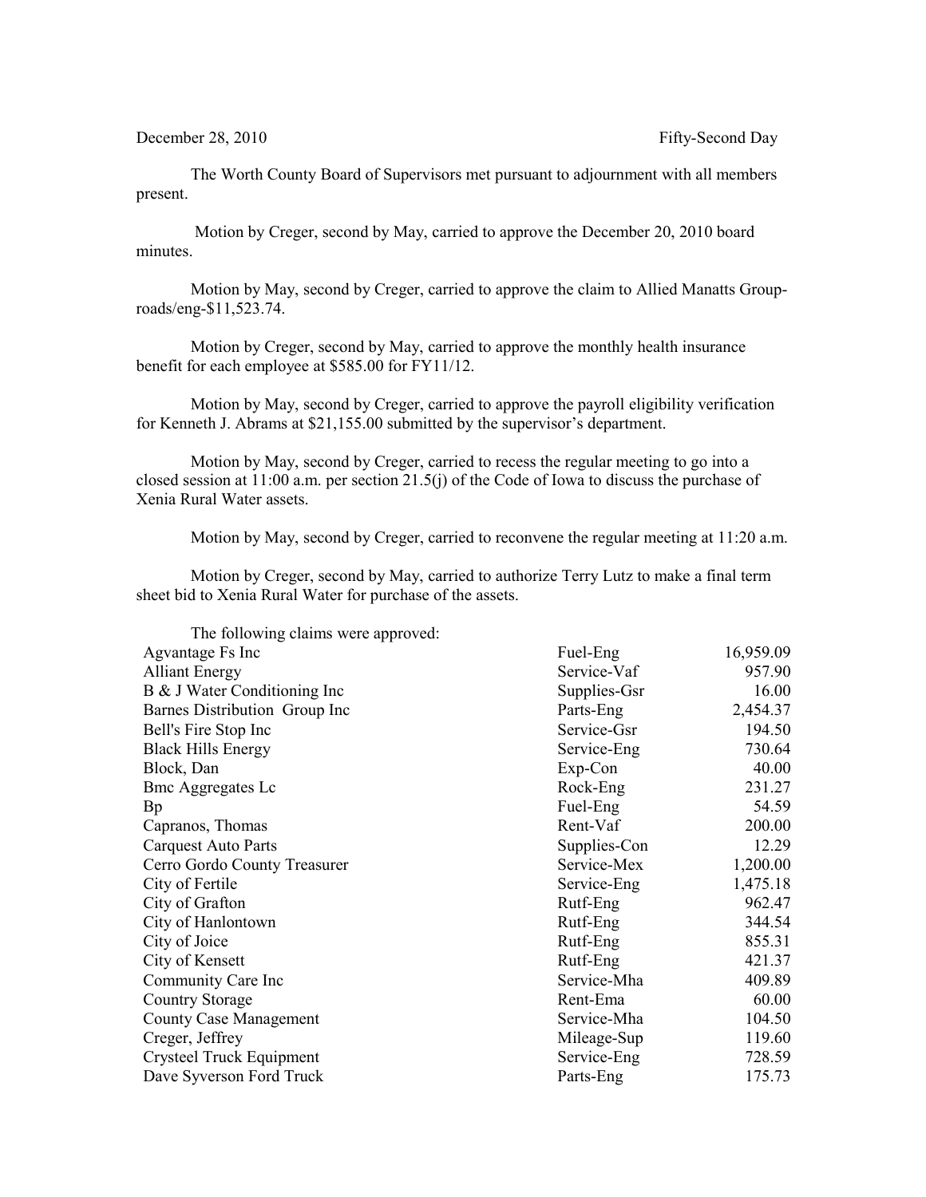December 28, 2010 Fifty-Second Day

The Worth County Board of Supervisors met pursuant to adjournment with all members present.

Motion by Creger, second by May, carried to approve the December 20, 2010 board minutes.

Motion by May, second by Creger, carried to approve the claim to Allied Manatts Group-roads/eng-$11,523.74.

Motion by Creger, second by May, carried to approve the monthly health insurance benefit for each employee at $585.00 for FY11/12.

Motion by May, second by Creger, carried to approve the payroll eligibility verification for Kenneth J. Abrams at $21,155.00 submitted by the supervisor's department.

Motion by May, second by Creger, carried to recess the regular meeting to go into a closed session at 11:00 a.m. per section 21.5(j) of the Code of Iowa to discuss the purchase of Xenia Rural Water assets.

Motion by May, second by Creger, carried to reconvene the regular meeting at 11:20 a.m.

Motion by Creger, second by May, carried to authorize Terry Lutz to make a final term sheet bid to Xenia Rural Water for purchase of the assets.

The following claims were approved:

| | | |
|---|---|---|
| Agvantage Fs Inc | Fuel-Eng | 16,959.09 |
| Alliant Energy | Service-Vaf | 957.90 |
| B & J Water Conditioning Inc | Supplies-Gsr | 16.00 |
| Barnes Distribution Group Inc | Parts-Eng | 2,454.37 |
| Bell's Fire Stop Inc | Service-Gsr | 194.50 |
| Black Hills Energy | Service-Eng | 730.64 |
| Block, Dan | Exp-Con | 40.00 |
| Bmc Aggregates Lc | Rock-Eng | 231.27 |
| Bp | Fuel-Eng | 54.59 |
| Capranos, Thomas | Rent-Vaf | 200.00 |
| Carquest Auto Parts | Supplies-Con | 12.29 |
| Cerro Gordo County Treasurer | Service-Mex | 1,200.00 |
| City of Fertile | Service-Eng | 1,475.18 |
| City of Grafton | Rutf-Eng | 962.47 |
| City of Hanlontown | Rutf-Eng | 344.54 |
| City of Joice | Rutf-Eng | 855.31 |
| City of Kensett | Rutf-Eng | 421.37 |
| Community Care Inc | Service-Mha | 409.89 |
| Country Storage | Rent-Ema | 60.00 |
| County Case Management | Service-Mha | 104.50 |
| Creger, Jeffrey | Mileage-Sup | 119.60 |
| Crysteel Truck Equipment | Service-Eng | 728.59 |
| Dave Syverson Ford Truck | Parts-Eng | 175.73 |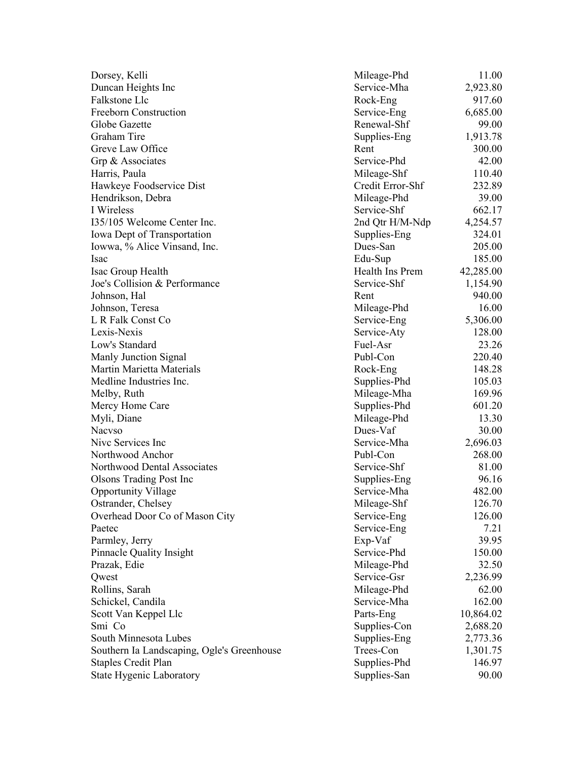| | | |
|---|---|---|
| Dorsey, Kelli | Mileage-Phd | 11.00 |
| Duncan Heights Inc | Service-Mha | 2,923.80 |
| Falkstone Llc | Rock-Eng | 917.60 |
| Freeborn Construction | Service-Eng | 6,685.00 |
| Globe Gazette | Renewal-Shf | 99.00 |
| Graham Tire | Supplies-Eng | 1,913.78 |
| Greve Law Office | Rent | 300.00 |
| Grp & Associates | Service-Phd | 42.00 |
| Harris, Paula | Mileage-Shf | 110.40 |
| Hawkeye Foodservice Dist | Credit Error-Shf | 232.89 |
| Hendrikson, Debra | Mileage-Phd | 39.00 |
| I Wireless | Service-Shf | 662.17 |
| I35/105 Welcome Center Inc. | 2nd Qtr H/M-Ndp | 4,254.57 |
| Iowa Dept of Transportation | Supplies-Eng | 324.01 |
| Iowwa, % Alice Vinsand, Inc. | Dues-San | 205.00 |
| Isac | Edu-Sup | 185.00 |
| Isac Group Health | Health Ins Prem | 42,285.00 |
| Joe's Collision & Performance | Service-Shf | 1,154.90 |
| Johnson, Hal | Rent | 940.00 |
| Johnson, Teresa | Mileage-Phd | 16.00 |
| L R Falk Const Co | Service-Eng | 5,306.00 |
| Lexis-Nexis | Service-Aty | 128.00 |
| Low's Standard | Fuel-Asr | 23.26 |
| Manly Junction Signal | Publ-Con | 220.40 |
| Martin Marietta Materials | Rock-Eng | 148.28 |
| Medline Industries Inc. | Supplies-Phd | 105.03 |
| Melby, Ruth | Mileage-Mha | 169.96 |
| Mercy Home Care | Supplies-Phd | 601.20 |
| Myli, Diane | Mileage-Phd | 13.30 |
| Nacvso | Dues-Vaf | 30.00 |
| Nivc Services Inc | Service-Mha | 2,696.03 |
| Northwood Anchor | Publ-Con | 268.00 |
| Northwood Dental Associates | Service-Shf | 81.00 |
| Olsons Trading Post Inc | Supplies-Eng | 96.16 |
| Opportunity Village | Service-Mha | 482.00 |
| Ostrander, Chelsey | Mileage-Shf | 126.70 |
| Overhead Door Co of Mason City | Service-Eng | 126.00 |
| Paetec | Service-Eng | 7.21 |
| Parmley, Jerry | Exp-Vaf | 39.95 |
| Pinnacle Quality Insight | Service-Phd | 150.00 |
| Prazak, Edie | Mileage-Phd | 32.50 |
| Qwest | Service-Gsr | 2,236.99 |
| Rollins, Sarah | Mileage-Phd | 62.00 |
| Schickel, Candila | Service-Mha | 162.00 |
| Scott Van Keppel Llc | Parts-Eng | 10,864.02 |
| Smi Co | Supplies-Con | 2,688.20 |
| South Minnesota Lubes | Supplies-Eng | 2,773.36 |
| Southern Ia Landscaping, Ogle's Greenhouse | Trees-Con | 1,301.75 |
| Staples Credit Plan | Supplies-Phd | 146.97 |
| State Hygenic Laboratory | Supplies-San | 90.00 |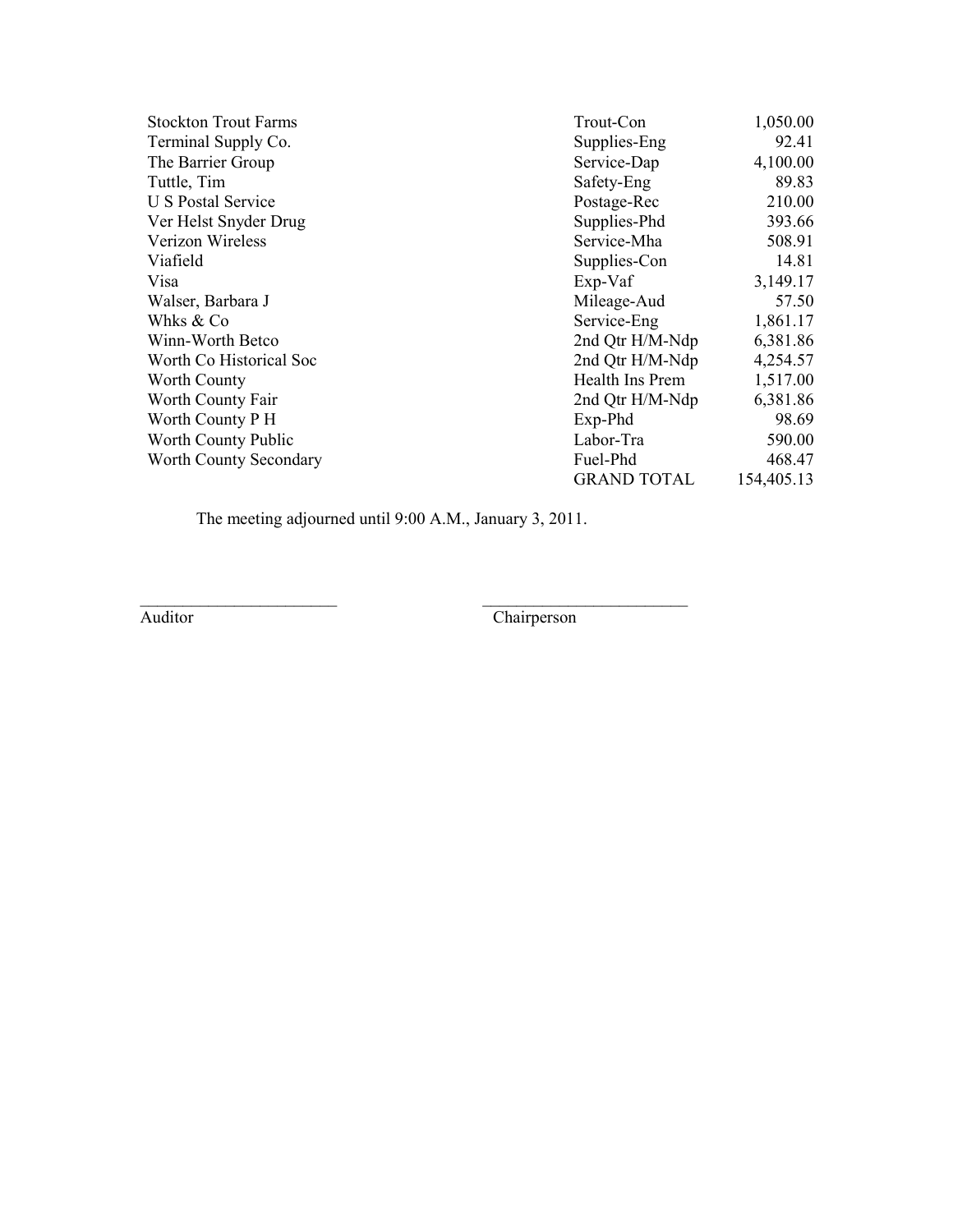| | | |
|---|---|---|
| Stockton Trout Farms | Trout-Con | 1,050.00 |
| Terminal Supply Co. | Supplies-Eng | 92.41 |
| The Barrier Group | Service-Dap | 4,100.00 |
| Tuttle, Tim | Safety-Eng | 89.83 |
| U S Postal Service | Postage-Rec | 210.00 |
| Ver Helst Snyder Drug | Supplies-Phd | 393.66 |
| Verizon Wireless | Service-Mha | 508.91 |
| Viafield | Supplies-Con | 14.81 |
| Visa | Exp-Vaf | 3,149.17 |
| Walser, Barbara J | Mileage-Aud | 57.50 |
| Whks & Co | Service-Eng | 1,861.17 |
| Winn-Worth Betco | 2nd Qtr H/M-Ndp | 6,381.86 |
| Worth Co Historical Soc | 2nd Qtr H/M-Ndp | 4,254.57 |
| Worth County | Health Ins Prem | 1,517.00 |
| Worth County Fair | 2nd Qtr H/M-Ndp | 6,381.86 |
| Worth County P H | Exp-Phd | 98.69 |
| Worth County Public | Labor-Tra | 590.00 |
| Worth County Secondary | Fuel-Phd | 468.47 |
| | GRAND TOTAL | 154,405.13 |

The meeting adjourned until 9:00 A.M., January 3, 2011.

_______________________ _______________________

Auditor Chairperson